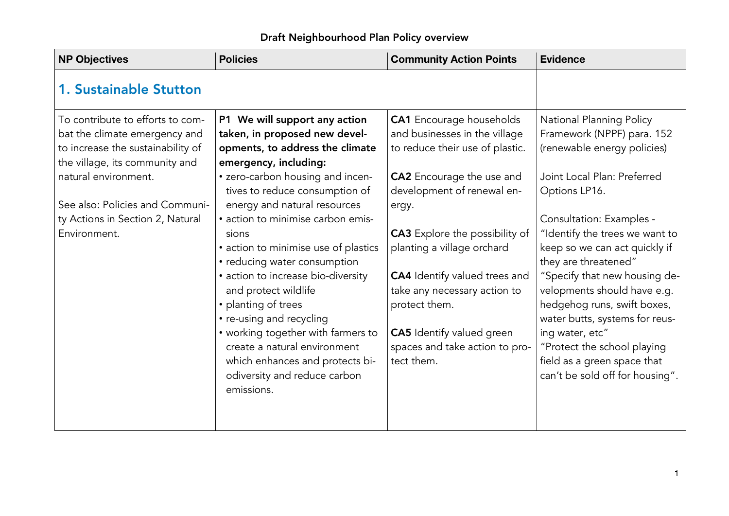# Draft Neighbourhood Plan Policy overview

| NP Objectives | Policies | Community Action Points | Evidence |
|---|---|---|---|
| **1. Sustainable Stutton** | | | |
| To contribute to efforts to combat the climate emergency and to increase the sustainability of the village, its community and natural environment.<br><br>See also: Policies and Community Actions in Section 2, Natural Environment. | **P1 We will support any action taken, in proposed new developments, to address the climate emergency, including:**<br>• zero-carbon housing and incentives to reduce consumption of energy and natural resources<br>• action to minimise carbon emissions<br>• action to minimise use of plastics<br>• reducing water consumption<br>• action to increase bio-diversity and protect wildlife<br>• planting of trees<br>• re-using and recycling<br>• working together with farmers to create a natural environment which enhances and protects biodiversity and reduce carbon emissions. | **CA1** Encourage households and businesses in the village to reduce their use of plastic.<br><br>**CA2** Encourage the use and development of renewal energy.<br><br>**CA3** Explore the possibility of planting a village orchard<br><br>**CA4** Identify valued trees and take any necessary action to protect them.<br><br>**CA5** Identify valued green spaces and take action to protect them. | National Planning Policy Framework (NPPF) para. 152 (renewable energy policies)<br><br>Joint Local Plan: Preferred Options LP16.<br><br>Consultation: Examples - "Identify the trees we want to keep so we can act quickly if they are threatened"<br>"Specify that new housing developments should have e.g. hedgehog runs, swift boxes, water butts, systems for reusing water, etc"<br>"Protect the school playing field as a green space that can't be sold off for housing". |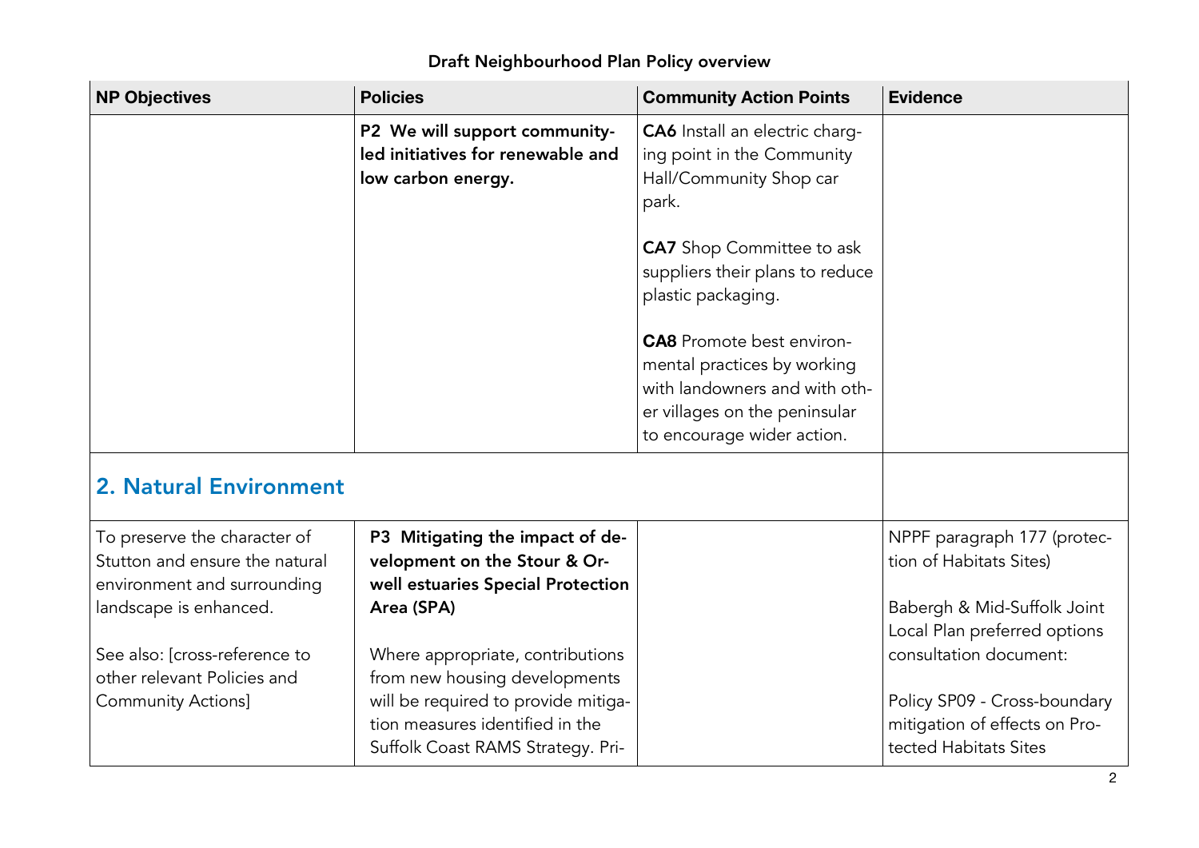### Draft Neighbourhood Plan Policy overview

| NP Objectives | Policies | Community Action Points | Evidence |
|---|---|---|---|
| | **P2 We will support community-led initiatives for renewable and low carbon energy.** | **CA6** Install an electric charging point in the Community Hall/Community Shop car park.<br><br>**CA7** Shop Committee to ask suppliers their plans to reduce plastic packaging.<br><br>**CA8** Promote best environmental practices by working with landowners and with other villages on the peninsular to encourage wider action. | |
| **2. Natural Environment** | | | |
| To preserve the character of Stutton and ensure the natural environment and surrounding landscape is enhanced.<br><br>See also: [cross-reference to other relevant Policies and Community Actions] | **P3 Mitigating the impact of development on the Stour & Orwell estuaries Special Protection Area (SPA)**<br><br>Where appropriate, contributions from new housing developments will be required to provide mitigation measures identified in the Suffolk Coast RAMS Strategy. Pri- | | NPPF paragraph 177 (protection of Habitats Sites)<br><br>Babergh & Mid-Suffolk Joint Local Plan preferred options consultation document:<br><br>Policy SP09 - Cross-boundary mitigation of effects on Protected Habitats Sites |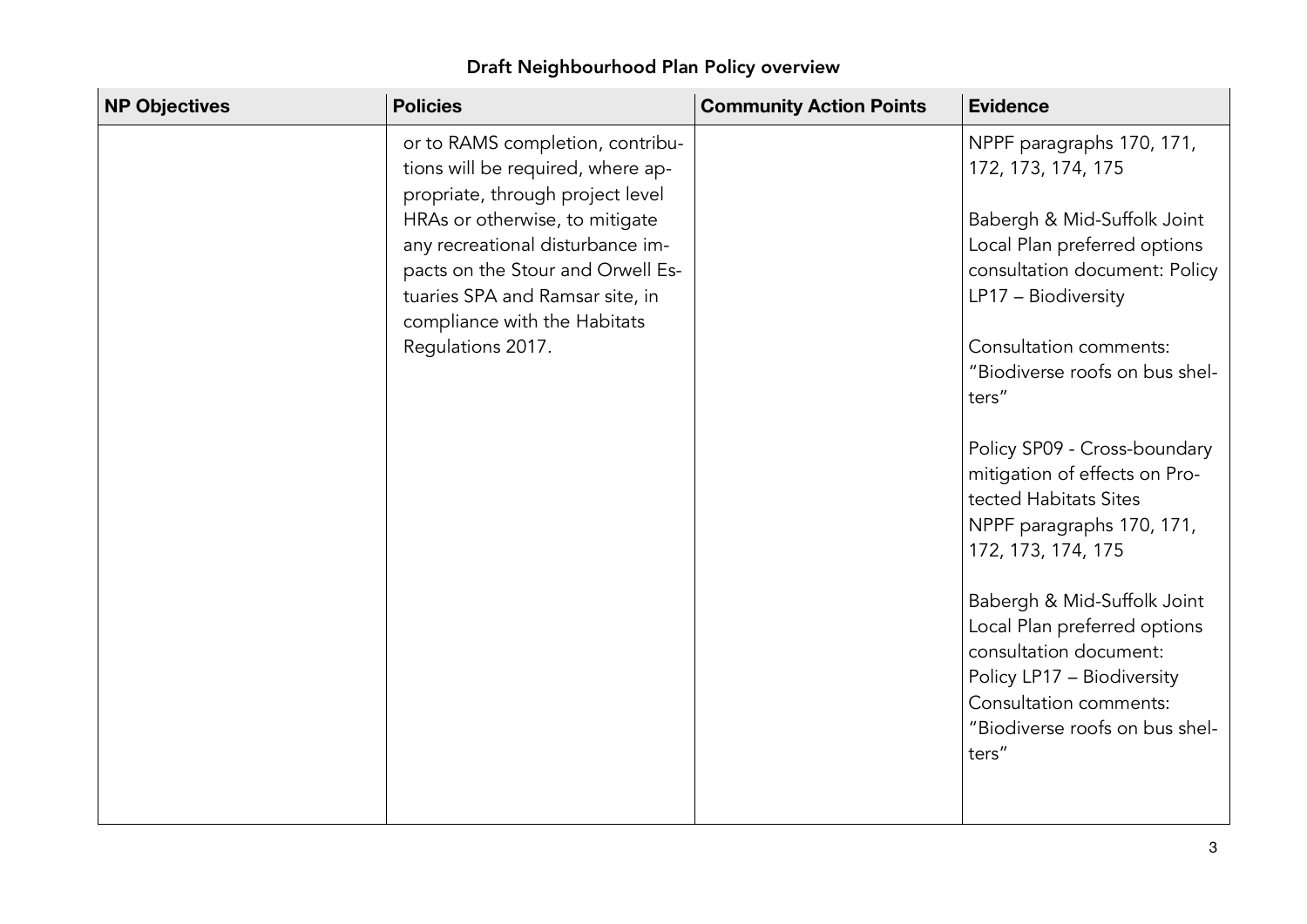## Draft Neighbourhood Plan Policy overview

| NP Objectives | Policies | Community Action Points | Evidence |
| --- | --- | --- | --- |
| | or to RAMS completion, contributions will be required, where appropriate, through project level HRAs or otherwise, to mitigate any recreational disturbance impacts on the Stour and Orwell Estuaries SPA and Ramsar site, in compliance with the Habitats Regulations 2017. | | NPPF paragraphs 170, 171, 172, 173, 174, 175<br><br>Babergh & Mid-Suffolk Joint Local Plan preferred options consultation document: Policy LP17 – Biodiversity<br><br>Consultation comments: "Biodiverse roofs on bus shelters"<br><br>Policy SP09 - Cross-boundary mitigation of effects on Protected Habitats Sites<br>NPPF paragraphs 170, 171, 172, 173, 174, 175<br><br>Babergh & Mid-Suffolk Joint Local Plan preferred options consultation document:<br>Policy LP17 – Biodiversity<br>Consultation comments: "Biodiverse roofs on bus shelters" |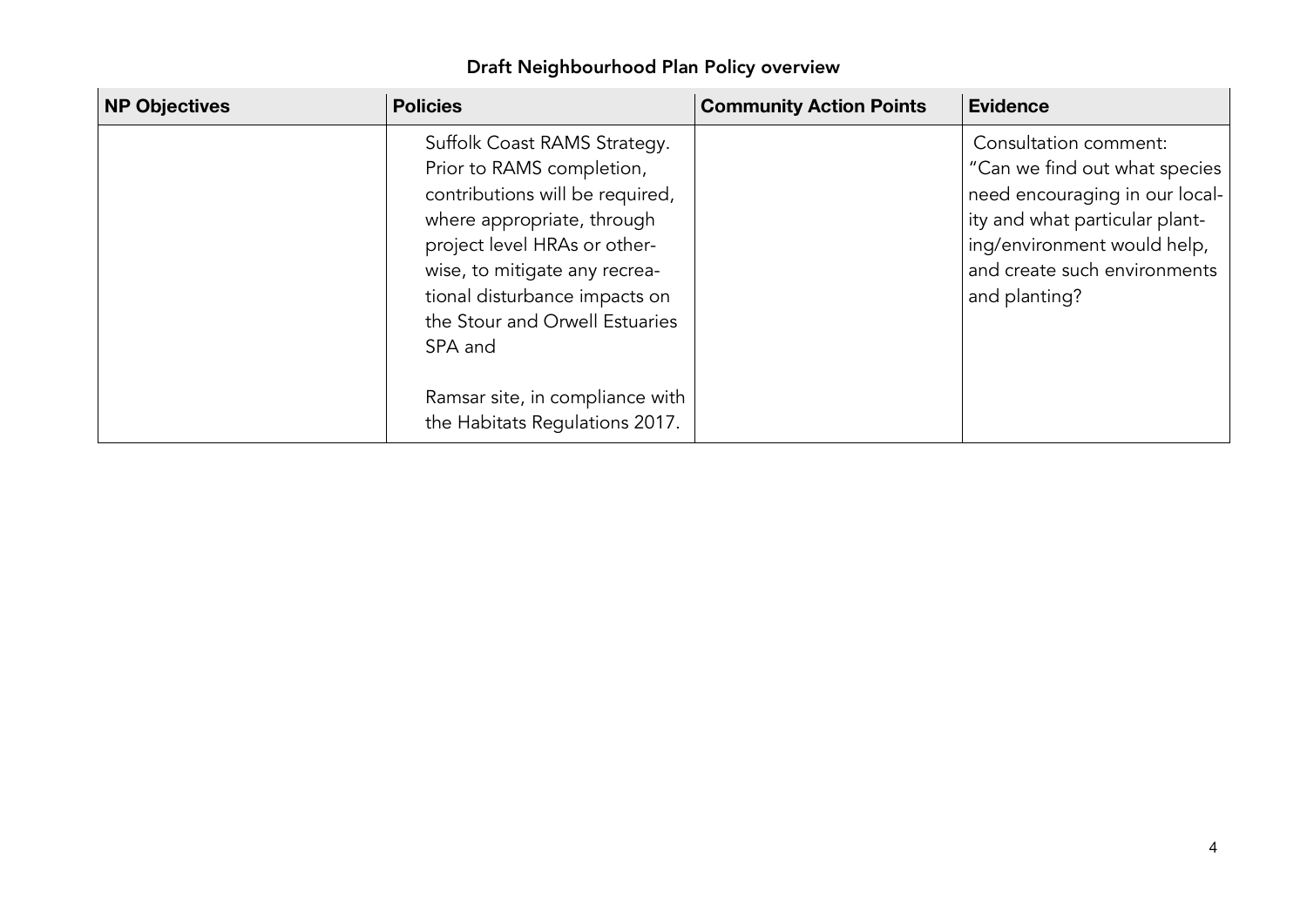## Draft Neighbourhood Plan Policy overview

| NP Objectives | Policies | Community Action Points | Evidence |
|---|---|---|---|
| | Suffolk Coast RAMS Strategy. Prior to RAMS completion, contributions will be required, where appropriate, through project level HRAs or otherwise, to mitigate any recreational disturbance impacts on the Stour and Orwell Estuaries SPA and<br><br>Ramsar site, in compliance with the Habitats Regulations 2017. | | Consultation comment: "Can we find out what species need encouraging in our locality and what particular planting/environment would help, and create such environments and planting? |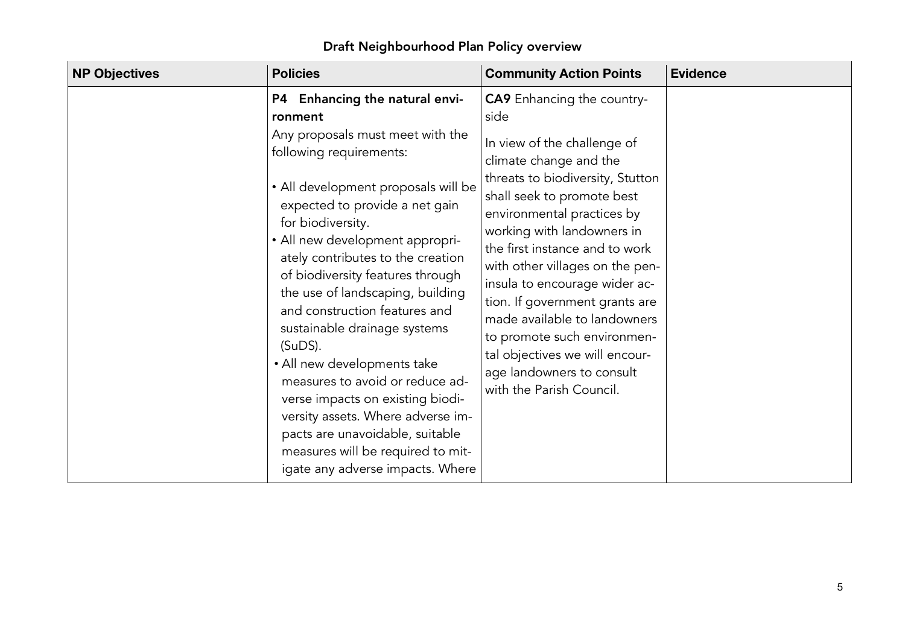## Draft Neighbourhood Plan Policy overview

| NP Objectives | Policies | Community Action Points | Evidence |
|---|---|---|---|
| | **P4 Enhancing the natural environment**<br>Any proposals must meet with the following requirements:<br>• All development proposals will be expected to provide a net gain for biodiversity.<br>• All new development appropriately contributes to the creation of biodiversity features through the use of landscaping, building and construction features and sustainable drainage systems (SuDS).<br>• All new developments take measures to avoid or reduce adverse impacts on existing biodiversity assets. Where adverse impacts are unavoidable, suitable measures will be required to mitigate any adverse impacts. Where | **CA9** Enhancing the countryside<br>In view of the challenge of climate change and the threats to biodiversity, Stutton shall seek to promote best environmental practices by working with landowners in the first instance and to work with other villages on the peninsula to encourage wider action. If government grants are made available to landowners to promote such environmental objectives we will encourage landowners to consult with the Parish Council. | |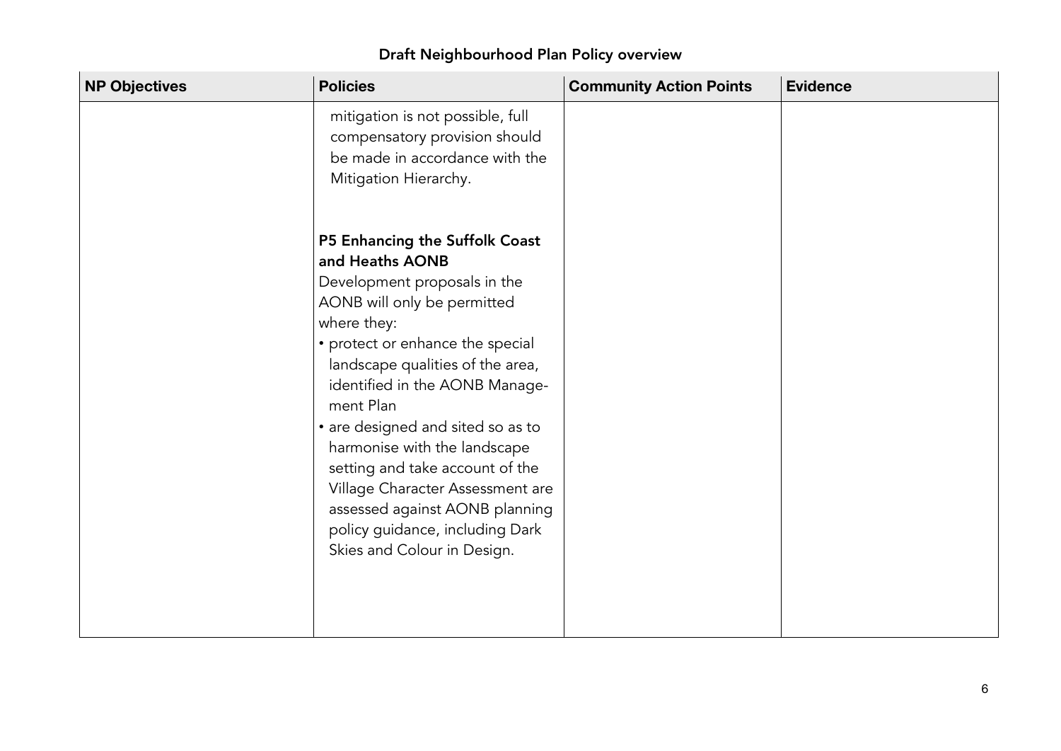## Draft Neighbourhood Plan Policy overview

| NP Objectives | Policies | Community Action Points | Evidence |
|---|---|---|---|
| | mitigation is not possible, full compensatory provision should be made in accordance with the Mitigation Hierarchy.<br><br>**P5 Enhancing the Suffolk Coast and Heaths AONB**<br>Development proposals in the AONB will only be permitted where they:<br>• protect or enhance the special landscape qualities of the area, identified in the AONB Management Plan<br>• are designed and sited so as to harmonise with the landscape setting and take account of the Village Character Assessment are assessed against AONB planning policy guidance, including Dark Skies and Colour in Design. | | |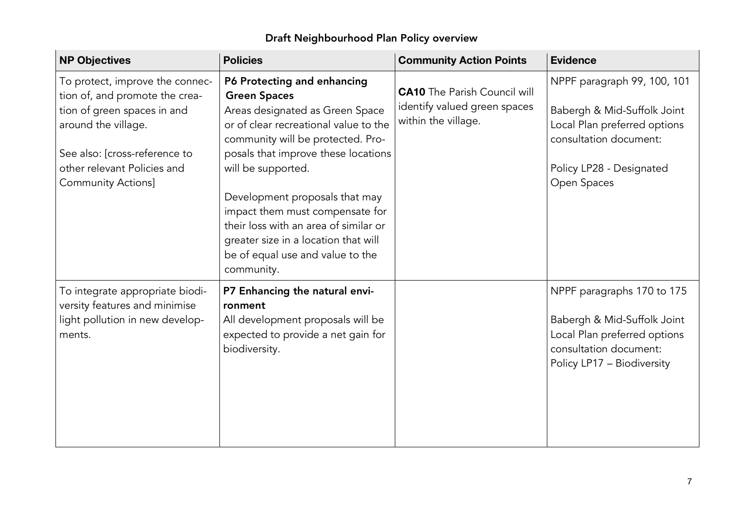## Draft Neighbourhood Plan Policy overview

| NP Objectives | Policies | Community Action Points | Evidence |
| --- | --- | --- | --- |
| To protect, improve the connection of, and promote the creation of green spaces in and around the village.<br><br>See also: [cross-reference to other relevant Policies and Community Actions] | **P6 Protecting and enhancing Green Spaces**<br>Areas designated as Green Space or of clear recreational value to the community will be protected. Proposals that improve these locations will be supported.<br><br>Development proposals that may impact them must compensate for their loss with an area of similar or greater size in a location that will be of equal use and value to the community. | **CA10** The Parish Council will identify valued green spaces within the village. | NPPF paragraph 99, 100, 101<br><br>Babergh & Mid-Suffolk Joint Local Plan preferred options consultation document:<br><br>Policy LP28 - Designated Open Spaces |
| To integrate appropriate biodiversity features and minimise light pollution in new developments. | **P7 Enhancing the natural environment**<br>All development proposals will be expected to provide a net gain for biodiversity. | | NPPF paragraphs 170 to 175<br><br>Babergh & Mid-Suffolk Joint Local Plan preferred options consultation document:<br>Policy LP17 – Biodiversity |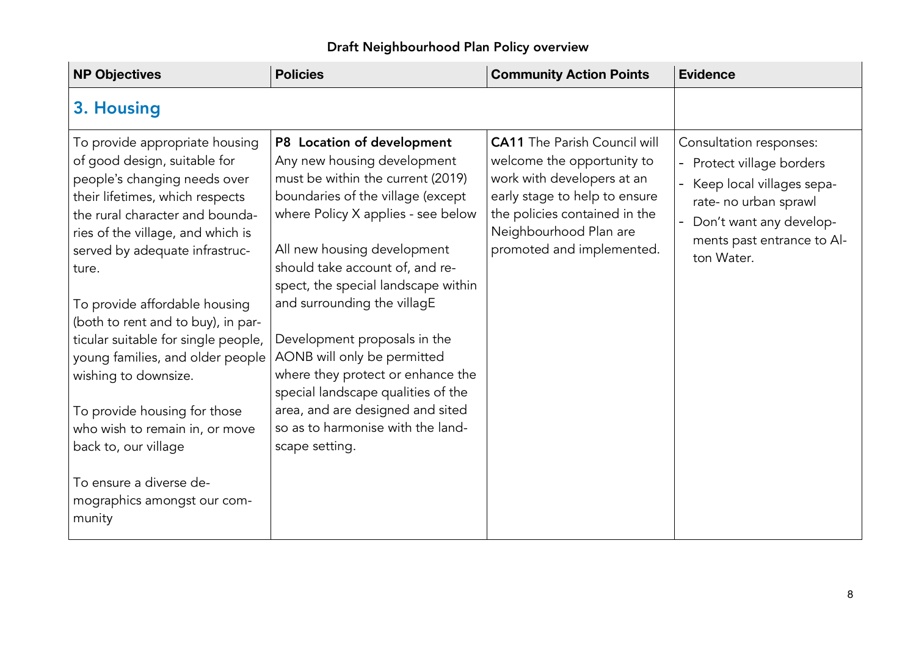## Draft Neighbourhood Plan Policy overview

| NP Objectives | Policies | Community Action Points | Evidence |
|---|---|---|---|
| **3. Housing** | | | |
| To provide appropriate housing of good design, suitable for people's changing needs over their lifetimes, which respects the rural character and boundaries of the village, and which is served by adequate infrastructure.<br><br>To provide affordable housing (both to rent and to buy), in particular suitable for single people, young families, and older people wishing to downsize.<br><br>To provide housing for those who wish to remain in, or move back to, our village<br><br>To ensure a diverse demographics amongst our community | **P8 Location of development**<br>Any new housing development must be within the current (2019) boundaries of the village (except where Policy X applies - see below<br><br>All new housing development should take account of, and respect, the special landscape within and surrounding the villagE<br><br>Development proposals in the AONB will only be permitted where they protect or enhance the special landscape qualities of the area, and are designed and sited so as to harmonise with the landscape setting. | **CA11** The Parish Council will welcome the opportunity to work with developers at an early stage to help to ensure the policies contained in the Neighbourhood Plan are promoted and implemented. | Consultation responses:<br>- Protect village borders<br>- Keep local villages separate- no urban sprawl<br>- Don't want any developments past entrance to Alton Water. |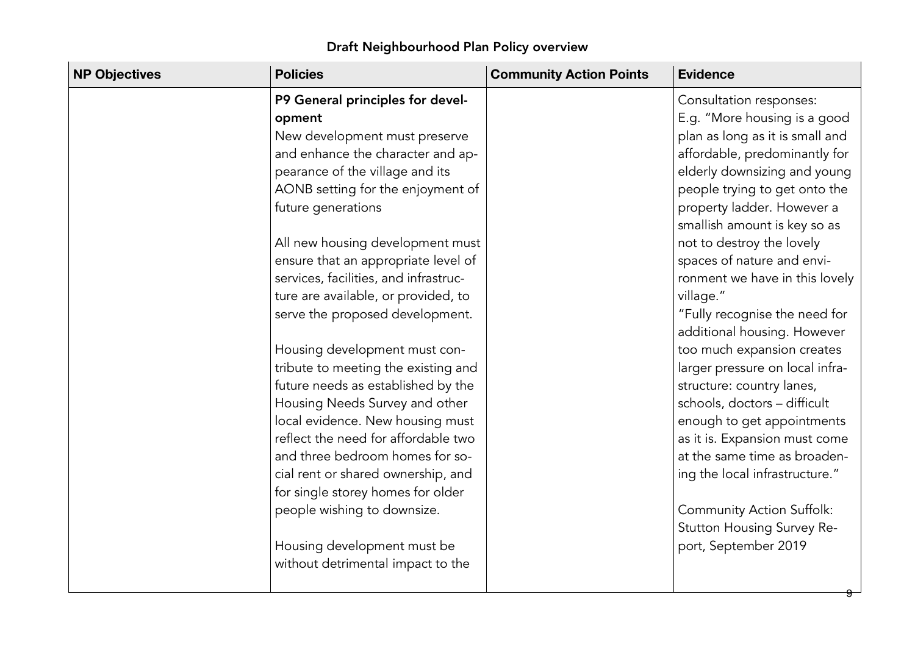## Draft Neighbourhood Plan Policy overview

| NP Objectives | Policies | Community Action Points | Evidence |
|---|---|---|---|
| | **P9 General principles for development**<br>New development must preserve and enhance the character and appearance of the village and its AONB setting for the enjoyment of future generations<br><br>All new housing development must ensure that an appropriate level of services, facilities, and infrastructure are available, or provided, to serve the proposed development.<br><br>Housing development must contribute to meeting the existing and future needs as established by the Housing Needs Survey and other local evidence. New housing must reflect the need for affordable two and three bedroom homes for social rent or shared ownership, and for single storey homes for older people wishing to downsize.<br><br>Housing development must be without detrimental impact to the | | Consultation responses:<br>E.g. "More housing is a good plan as long as it is small and affordable, predominantly for elderly downsizing and young people trying to get onto the property ladder. However a smallish amount is key so as not to destroy the lovely spaces of nature and environment we have in this lovely village."<br>"Fully recognise the need for additional housing. However too much expansion creates larger pressure on local infrastructure: country lanes, schools, doctors – difficult enough to get appointments as it is. Expansion must come at the same time as broadening the local infrastructure."<br><br>Community Action Suffolk: Stutton Housing Survey Report, September 2019 |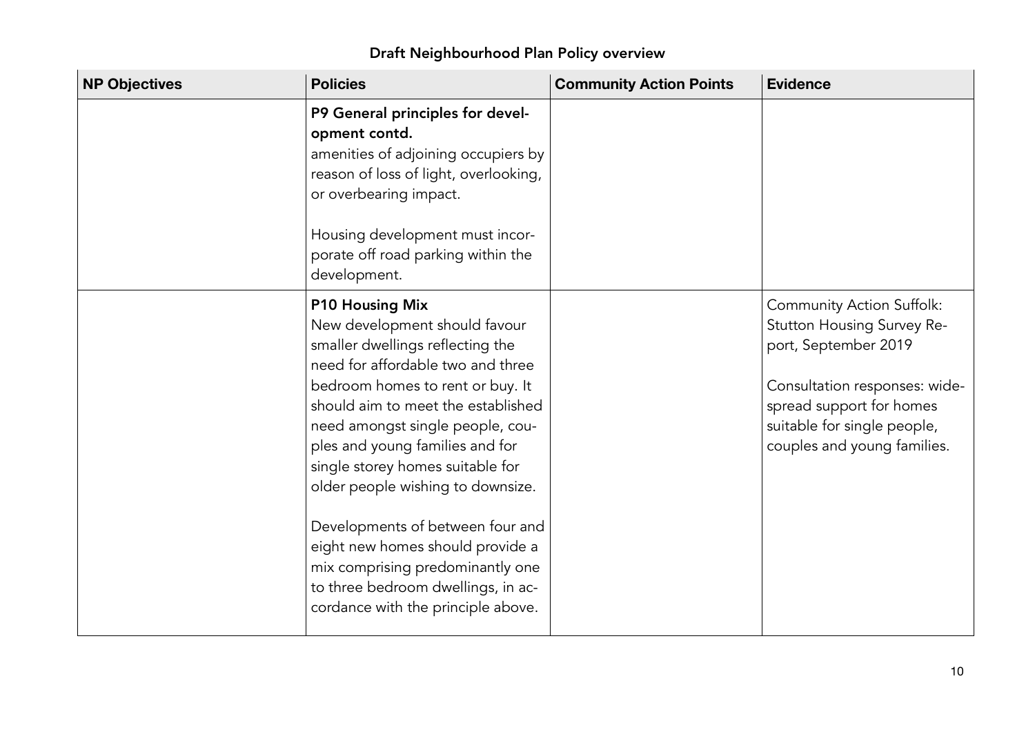## Draft Neighbourhood Plan Policy overview

| NP Objectives | Policies | Community Action Points | Evidence |
|---|---|---|---|
| | **P9 General principles for development contd.**<br>amenities of adjoining occupiers by reason of loss of light, overlooking, or overbearing impact.<br><br>Housing development must incorporate off road parking within the development. | | |
| | **P10 Housing Mix**<br>New development should favour smaller dwellings reflecting the need for affordable two and three bedroom homes to rent or buy. It should aim to meet the established need amongst single people, couples and young families and for single storey homes suitable for older people wishing to downsize.<br><br>Developments of between four and eight new homes should provide a mix comprising predominantly one to three bedroom dwellings, in accordance with the principle above. | | Community Action Suffolk: Stutton Housing Survey Report, September 2019<br><br>Consultation responses: widespread support for homes suitable for single people, couples and young families. |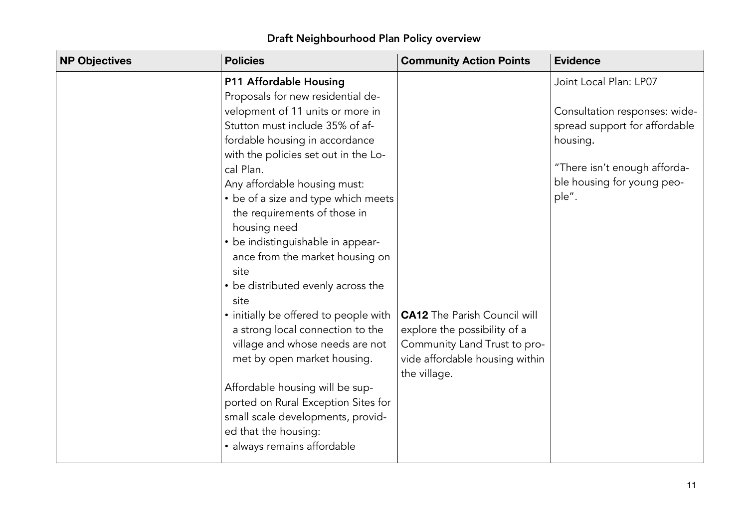## Draft Neighbourhood Plan Policy overview

| NP Objectives | Policies | Community Action Points | Evidence |
|---|---|---|---|
| | **P11 Affordable Housing**<br>Proposals for new residential development of 11 units or more in Stutton must include 35% of affordable housing in accordance with the policies set out in the Local Plan.<br>Any affordable housing must:<br>• be of a size and type which meets the requirements of those in housing need<br>• be indistinguishable in appearance from the market housing on site<br>• be distributed evenly across the site<br>• initially be offered to people with a strong local connection to the village and whose needs are not met by open market housing.<br><br>Affordable housing will be supported on Rural Exception Sites for small scale developments, provided that the housing:<br>• always remains affordable | **CA12** The Parish Council will explore the possibility of a Community Land Trust to provide affordable housing within the village. | Joint Local Plan: LP07<br><br>Consultation responses: widespread support for affordable housing.<br><br>"There isn't enough affordable housing for young people". |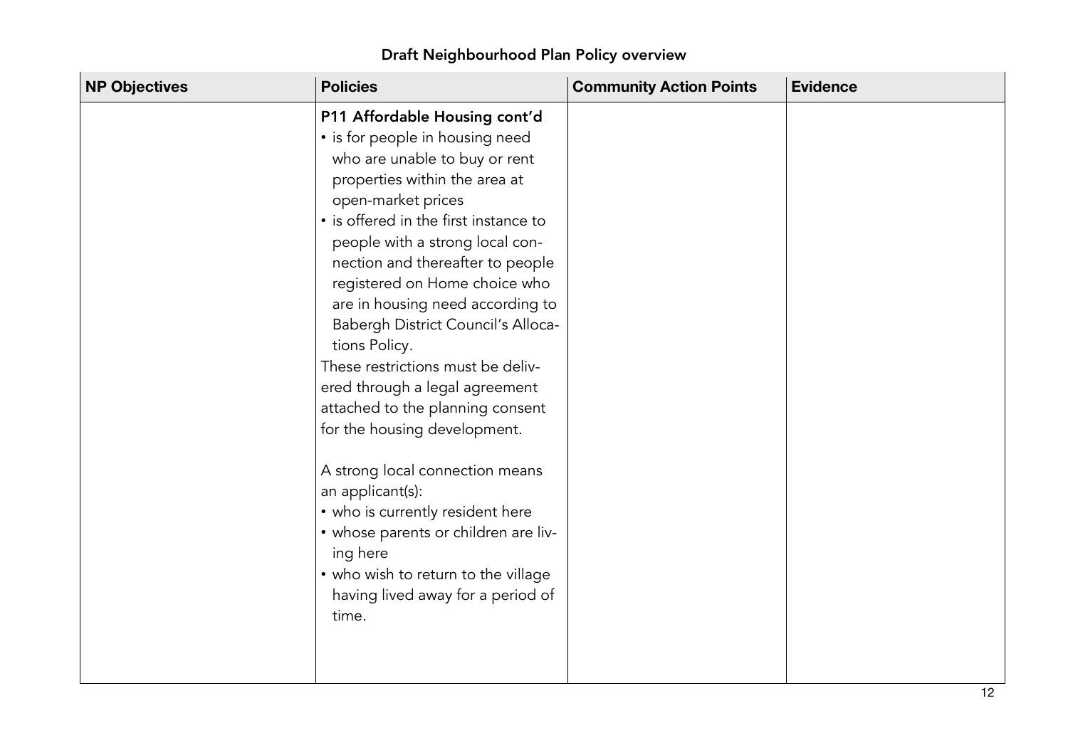## Draft Neighbourhood Plan Policy overview

| NP Objectives | Policies | Community Action Points | Evidence |
|---|---|---|---|
| | **P11 Affordable Housing cont'd**<br>• is for people in housing need who are unable to buy or rent properties within the area at open-market prices<br>• is offered in the first instance to people with a strong local connection and thereafter to people registered on Home choice who are in housing need according to Babergh District Council's Allocations Policy.<br>These restrictions must be delivered through a legal agreement attached to the planning consent for the housing development.<br><br>A strong local connection means an applicant(s):<br>• who is currently resident here<br>• whose parents or children are living here<br>• who wish to return to the village having lived away for a period of time. | | |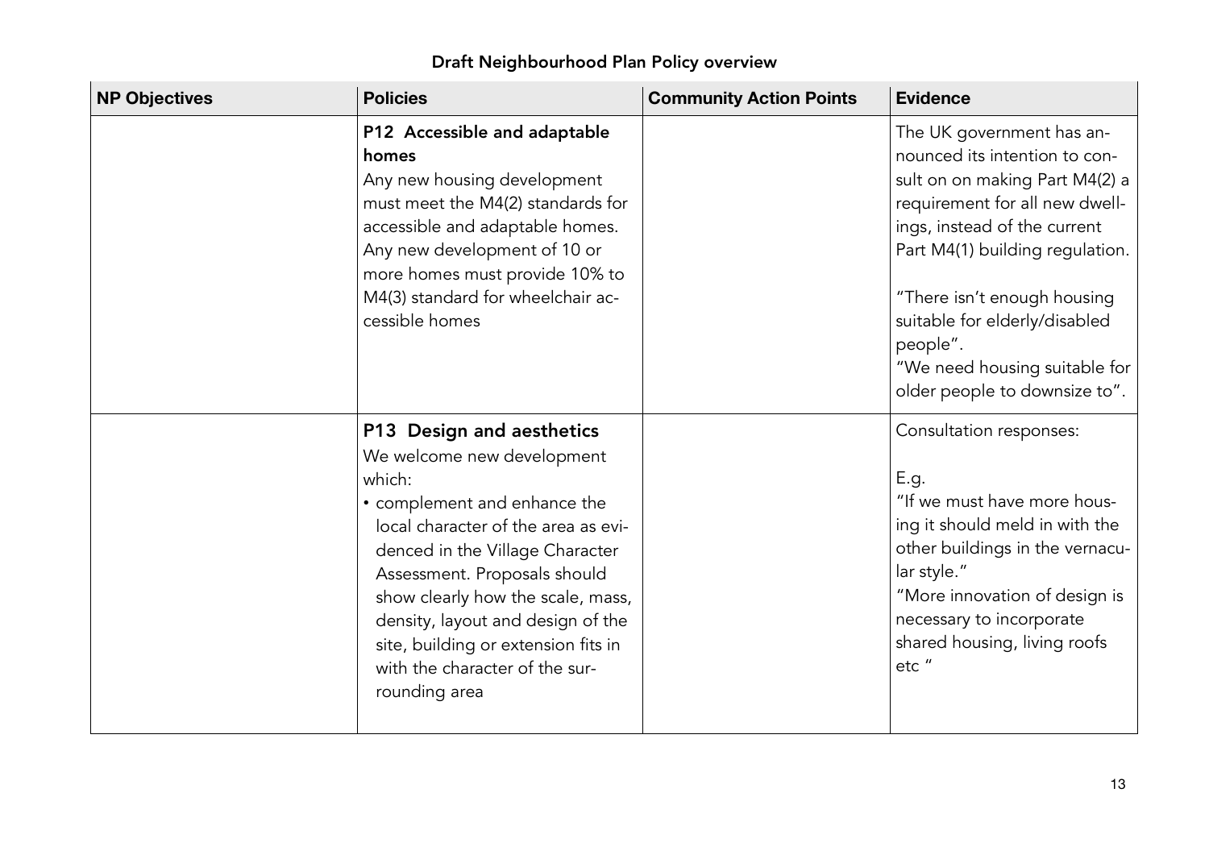## Draft Neighbourhood Plan Policy overview

| NP Objectives | Policies | Community Action Points | Evidence |
|---|---|---|---|
| | **P12 Accessible and adaptable homes**<br>Any new housing development must meet the M4(2) standards for accessible and adaptable homes. Any new development of 10 or more homes must provide 10% to M4(3) standard for wheelchair accessible homes | | The UK government has announced its intention to consult on on making Part M4(2) a requirement for all new dwellings, instead of the current Part M4(1) building regulation.<br><br>"There isn't enough housing suitable for elderly/disabled people".<br>"We need housing suitable for older people to downsize to". |
| | **P13 Design and aesthetics**<br>We welcome new development which:<br>• complement and enhance the local character of the area as evidenced in the Village Character Assessment. Proposals should show clearly how the scale, mass, density, layout and design of the site, building or extension fits in with the character of the surrounding area | | Consultation responses:<br><br>E.g.<br>"If we must have more housing it should meld in with the other buildings in the vernacular style."<br>"More innovation of design is necessary to incorporate shared housing, living roofs etc " |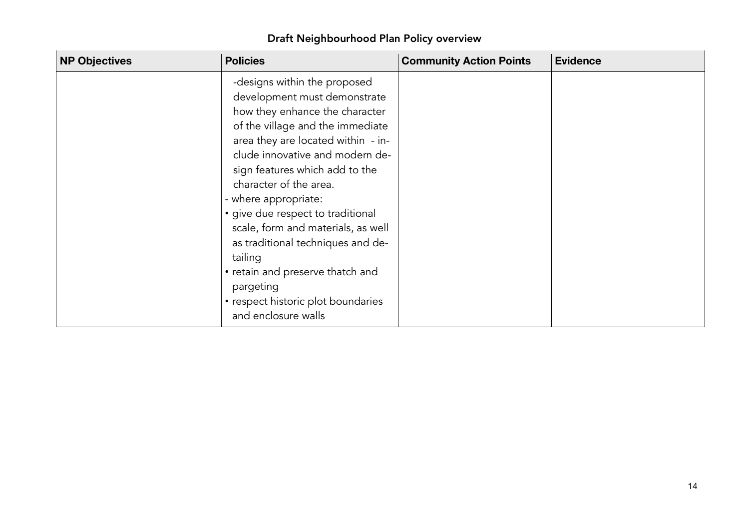## Draft Neighbourhood Plan Policy overview

| NP Objectives | Policies | Community Action Points | Evidence |
|---|---|---|---|
| | -designs within the proposed development must demonstrate how they enhance the character of the village and the immediate area they are located within - include innovative and modern design features which add to the character of the area.<br>- where appropriate:<br>• give due respect to traditional scale, form and materials, as well as traditional techniques and detailing<br>• retain and preserve thatch and pargeting<br>• respect historic plot boundaries and enclosure walls | | |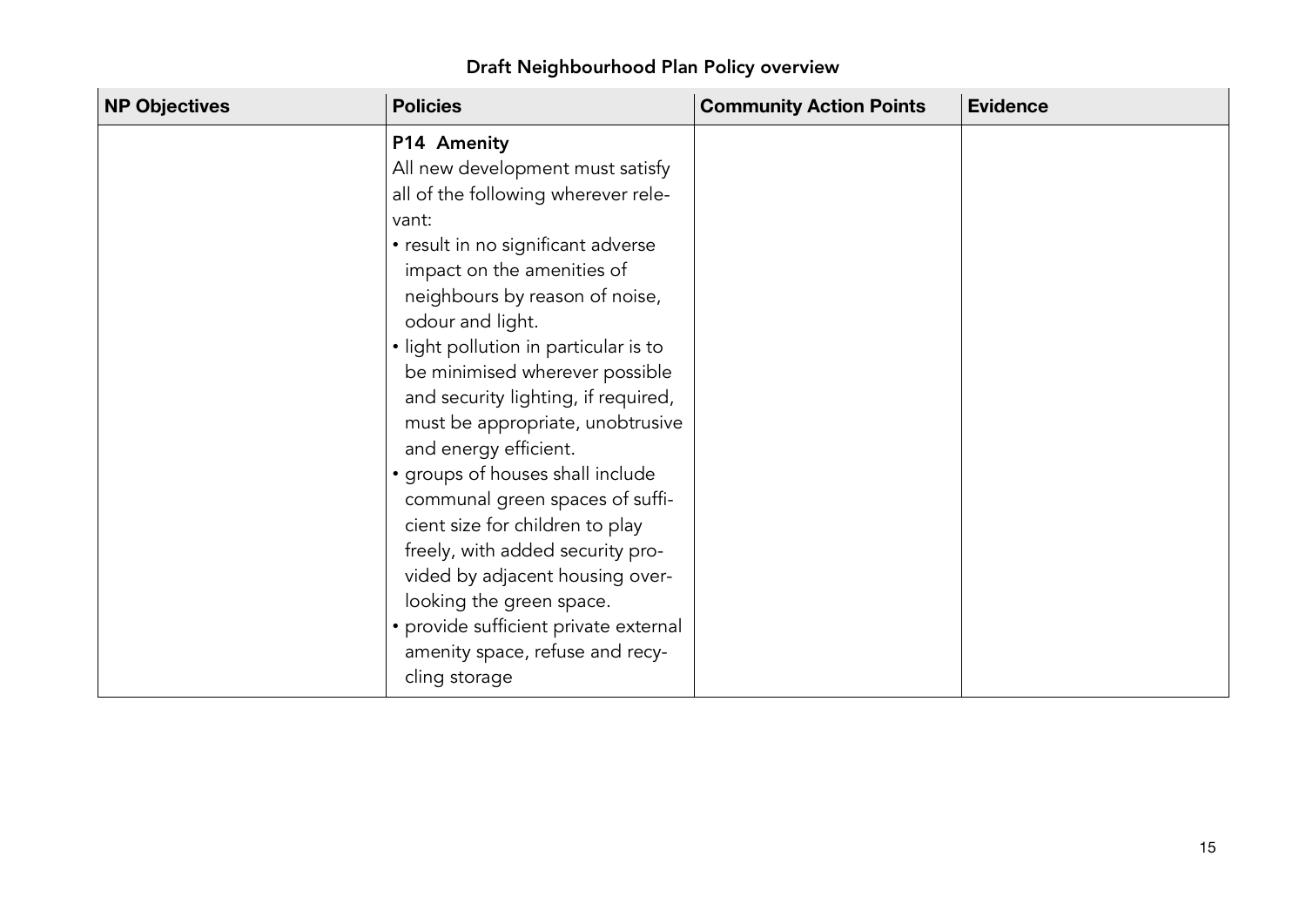## Draft Neighbourhood Plan Policy overview

| NP Objectives | Policies | Community Action Points | Evidence |
|---|---|---|---|
| | **P14 Amenity**<br>All new development must satisfy all of the following wherever relevant:<br>• result in no significant adverse impact on the amenities of neighbours by reason of noise, odour and light.<br>• light pollution in particular is to be minimised wherever possible and security lighting, if required, must be appropriate, unobtrusive and energy efficient.<br>• groups of houses shall include communal green spaces of sufficient size for children to play freely, with added security provided by adjacent housing overlooking the green space.<br>• provide sufficient private external amenity space, refuse and recycling storage | | |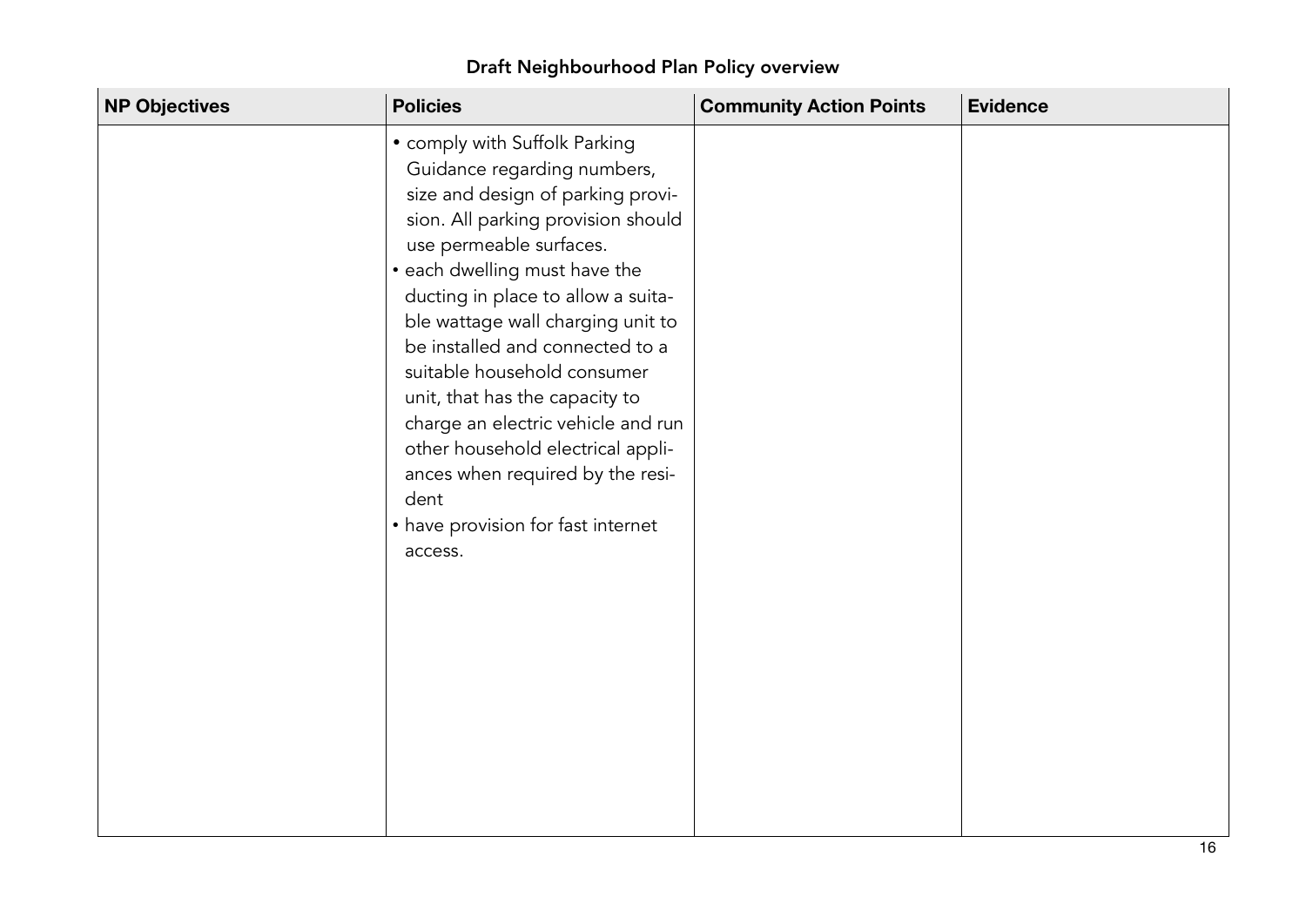## Draft Neighbourhood Plan Policy overview

| NP Objectives | Policies | Community Action Points | Evidence |
|---|---|---|---|
| | • comply with Suffolk Parking Guidance regarding numbers, size and design of parking provision. All parking provision should use permeable surfaces.<br>• each dwelling must have the ducting in place to allow a suitable wattage wall charging unit to be installed and connected to a suitable household consumer unit, that has the capacity to charge an electric vehicle and run other household electrical appliances when required by the resident<br>• have provision for fast internet access. | | |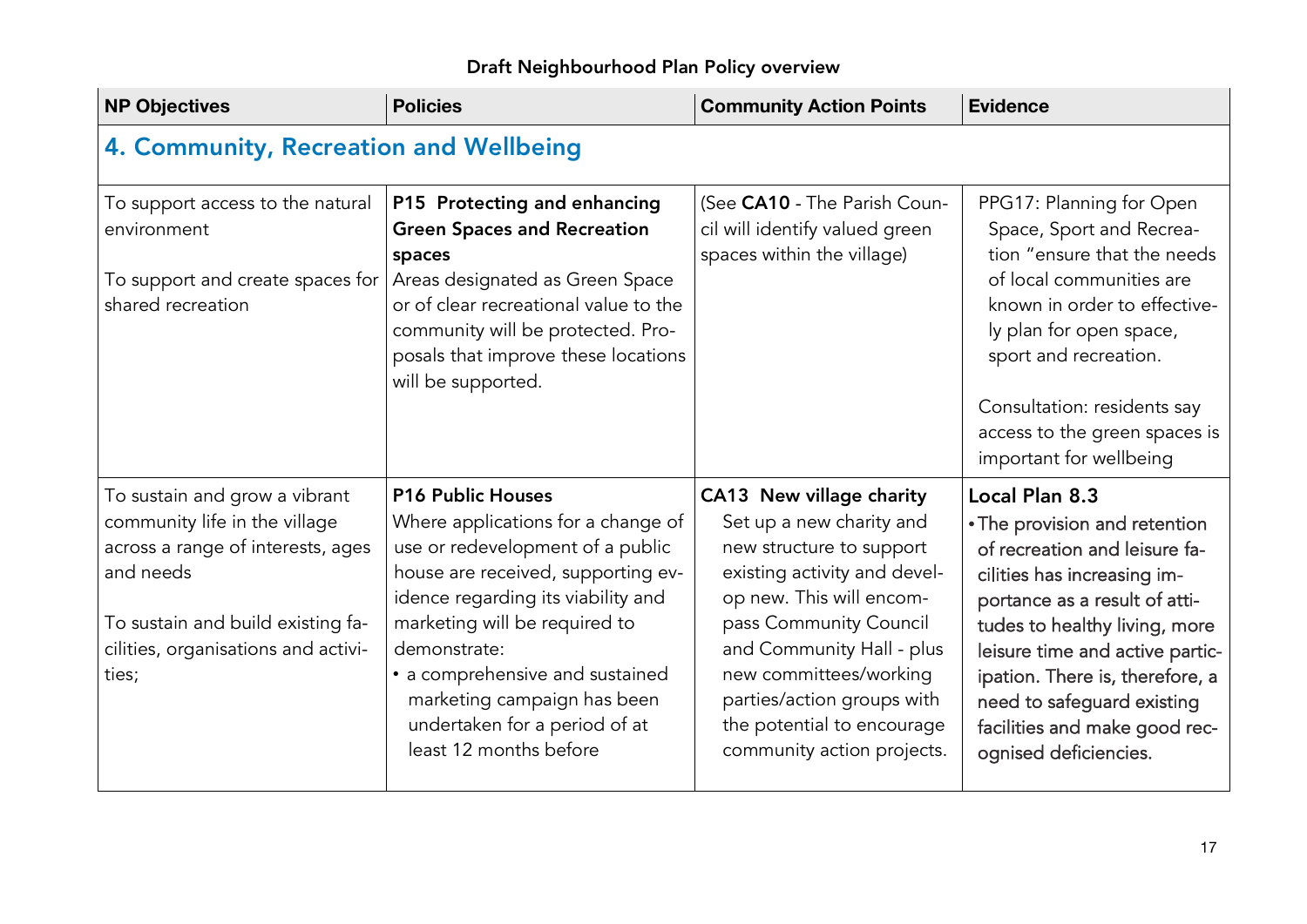## Draft Neighbourhood Plan Policy overview

| NP Objectives | Policies | Community Action Points | Evidence |
|---|---|---|---|
| **4. Community, Recreation and Wellbeing** | | | |
| To support access to the natural environment<br><br>To support and create spaces for shared recreation | **P15 Protecting and enhancing Green Spaces and Recreation spaces**<br>Areas designated as Green Space or of clear recreational value to the community will be protected. Proposals that improve these locations will be supported. | (See **CA10** - The Parish Council will identify valued green spaces within the village) | PPG17: Planning for Open Space, Sport and Recreation "ensure that the needs of local communities are known in order to effectively plan for open space, sport and recreation.<br><br>Consultation: residents say access to the green spaces is important for wellbeing |
| To sustain and grow a vibrant community life in the village across a range of interests, ages and needs<br><br>To sustain and build existing facilities, organisations and activities; | **P16 Public Houses**<br>Where applications for a change of use or redevelopment of a public house are received, supporting evidence regarding its viability and marketing will be required to demonstrate:<br>• a comprehensive and sustained marketing campaign has been undertaken for a period of at least 12 months before | **CA13 New village charity**<br>Set up a new charity and new structure to support existing activity and develop new. This will encompass Community Council and Community Hall - plus new committees/working parties/action groups with the potential to encourage community action projects. | **Local Plan 8.3**<br>• The provision and retention of recreation and leisure facilities has increasing importance as a result of attitudes to healthy living, more leisure time and active participation. There is, therefore, a need to safeguard existing facilities and make good recognised deficiencies. |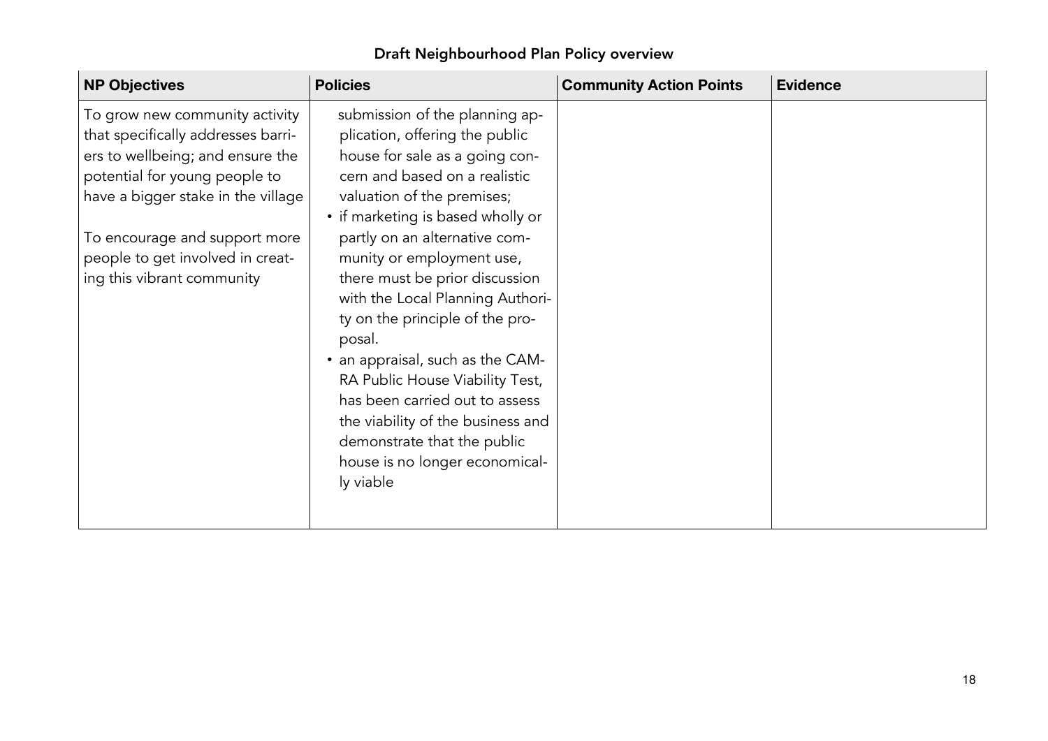## Draft Neighbourhood Plan Policy overview

| NP Objectives | Policies | Community Action Points | Evidence |
|---|---|---|---|
| To grow new community activity that specifically addresses barriers to wellbeing; and ensure the potential for young people to have a bigger stake in the village<br><br>To encourage and support more people to get involved in creating this vibrant community | submission of the planning application, offering the public house for sale as a going concern and based on a realistic valuation of the premises;<br>• if marketing is based wholly or partly on an alternative community or employment use, there must be prior discussion with the Local Planning Authority on the principle of the proposal.<br>• an appraisal, such as the CAMRA Public House Viability Test, has been carried out to assess the viability of the business and demonstrate that the public house is no longer economically viable | | |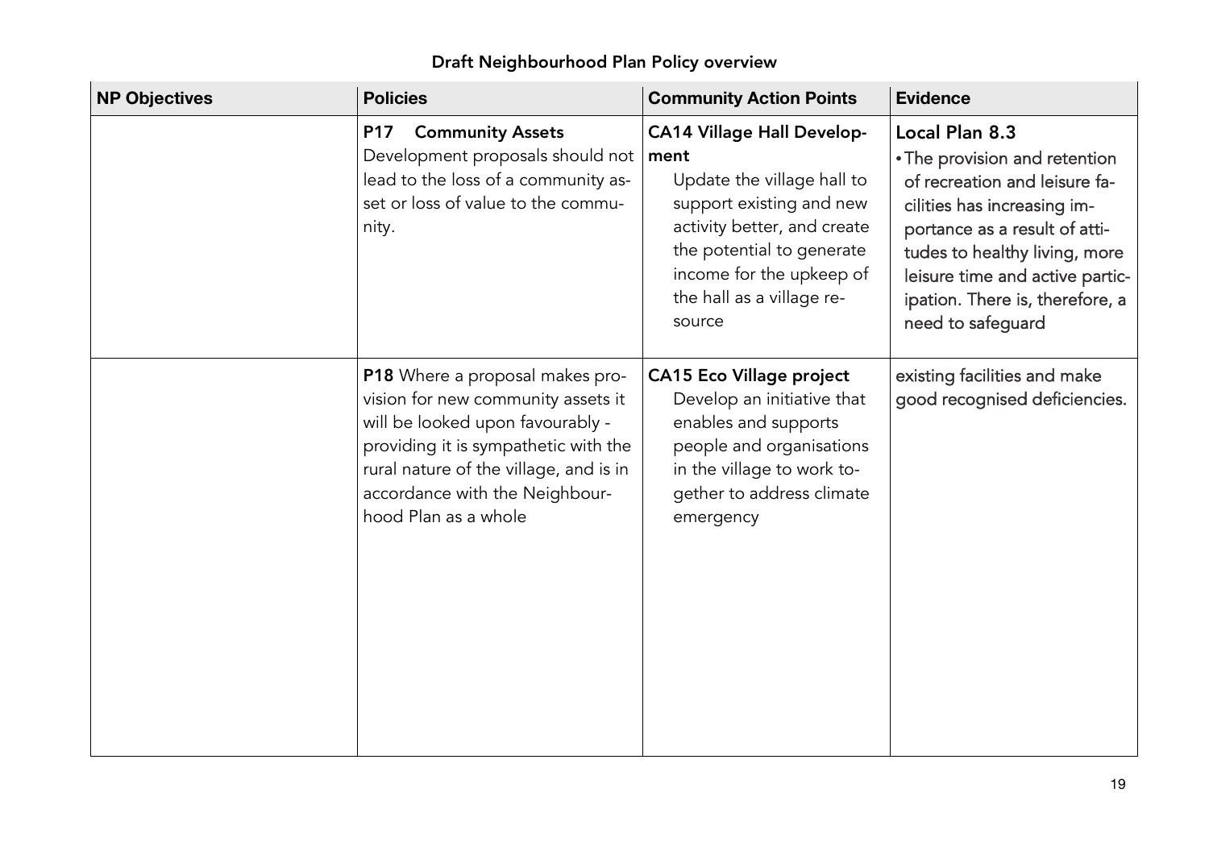## Draft Neighbourhood Plan Policy overview

| NP Objectives | Policies | Community Action Points | Evidence |
|---|---|---|---|
| | **P17 Community Assets** Development proposals should not lead to the loss of a community asset or loss of value to the community. | **CA14 Village Hall Development** Update the village hall to support existing and new activity better, and create the potential to generate income for the upkeep of the hall as a village resource | **Local Plan 8.3** • The provision and retention of recreation and leisure facilities has increasing importance as a result of attitudes to healthy living, more leisure time and active participation. There is, therefore, a need to safeguard |
| | **P18** Where a proposal makes provision for new community assets it will be looked upon favourably - providing it is sympathetic with the rural nature of the village, and is in accordance with the Neighbourhood Plan as a whole | **CA15 Eco Village project** Develop an initiative that enables and supports people and organisations in the village to work together to address climate emergency | existing facilities and make good recognised deficiencies. |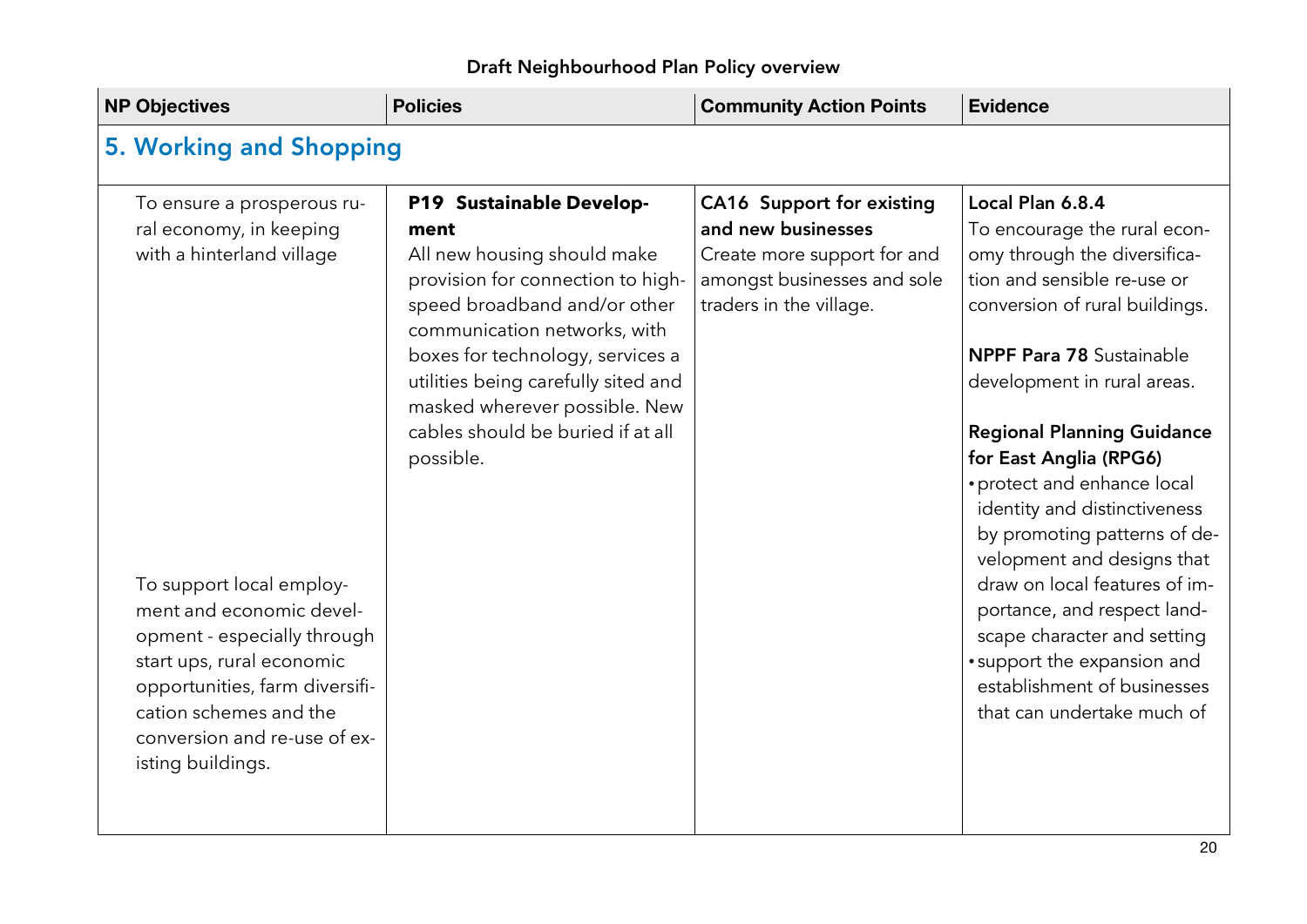## Draft Neighbourhood Plan Policy overview

| NP Objectives | Policies | Community Action Points | Evidence |
|---|---|---|---|
| **5. Working and Shopping** | | | |
| To ensure a prosperous rural economy, in keeping with a hinterland village<br><br>To support local employment and economic development - especially through start ups, rural economic opportunities, farm diversification schemes and the conversion and re-use of existing buildings. | **P19 Sustainable Development**<br>All new housing should make provision for connection to high-speed broadband and/or other communication networks, with boxes for technology, services a utilities being carefully sited and masked wherever possible. New cables should be buried if at all possible. | **CA16 Support for existing and new businesses**<br>Create more support for and amongst businesses and sole traders in the village. | **Local Plan 6.8.4**<br>To encourage the rural economy through the diversification and sensible re-use or conversion of rural buildings.<br><br>**NPPF Para 78** Sustainable development in rural areas.<br><br>**Regional Planning Guidance for East Anglia (RPG6)**<br>• protect and enhance local identity and distinctiveness by promoting patterns of development and designs that draw on local features of importance, and respect landscape character and setting<br>• support the expansion and establishment of businesses that can undertake much of |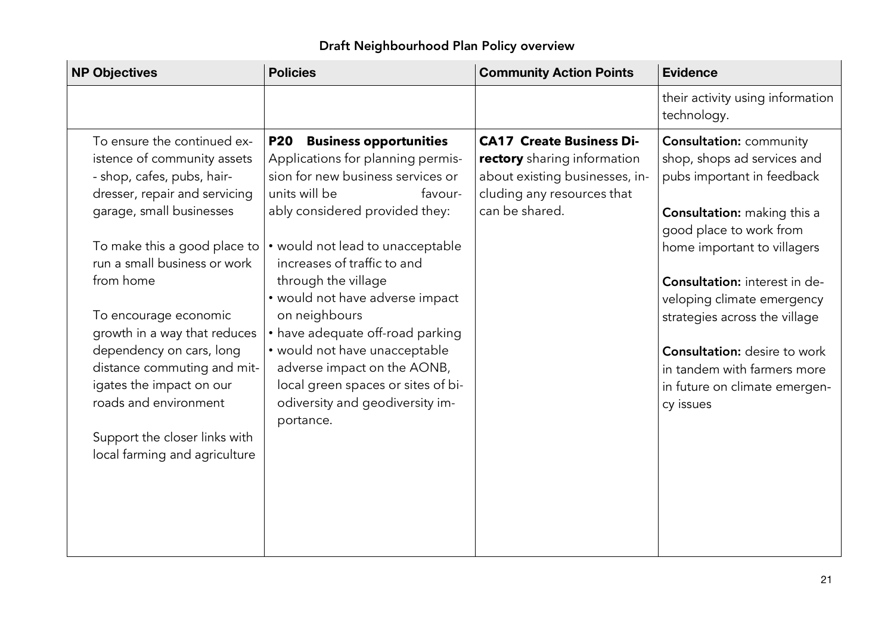## Draft Neighbourhood Plan Policy overview

| NP Objectives | Policies | Community Action Points | Evidence |
|---|---|---|---|
| | | | their activity using information technology. |
| To ensure the continued existence of community assets - shop, cafes, pubs, hairdresser, repair and servicing garage, small businesses<br><br>To make this a good place to run a small business or work from home<br><br>To encourage economic growth in a way that reduces dependency on cars, long distance commuting and mitigates the impact on our roads and environment<br><br>Support the closer links with local farming and agriculture | **P20 Business opportunities**<br>Applications for planning permission for new business services or units will be favourably considered provided they:<br><br>• would not lead to unacceptable increases of traffic to and through the village<br>• would not have adverse impact on neighbours<br>• have adequate off-road parking<br>• would not have unacceptable adverse impact on the AONB, local green spaces or sites of biodiversity and geodiversity importance. | **CA17 Create Business Directory** sharing information about existing businesses, including any resources that can be shared. | **Consultation:** community shop, shops ad services and pubs important in feedback<br><br>**Consultation:** making this a good place to work from home important to villagers<br><br>**Consultation:** interest in developing climate emergency strategies across the village<br><br>**Consultation:** desire to work in tandem with farmers more in future on climate emergency issues |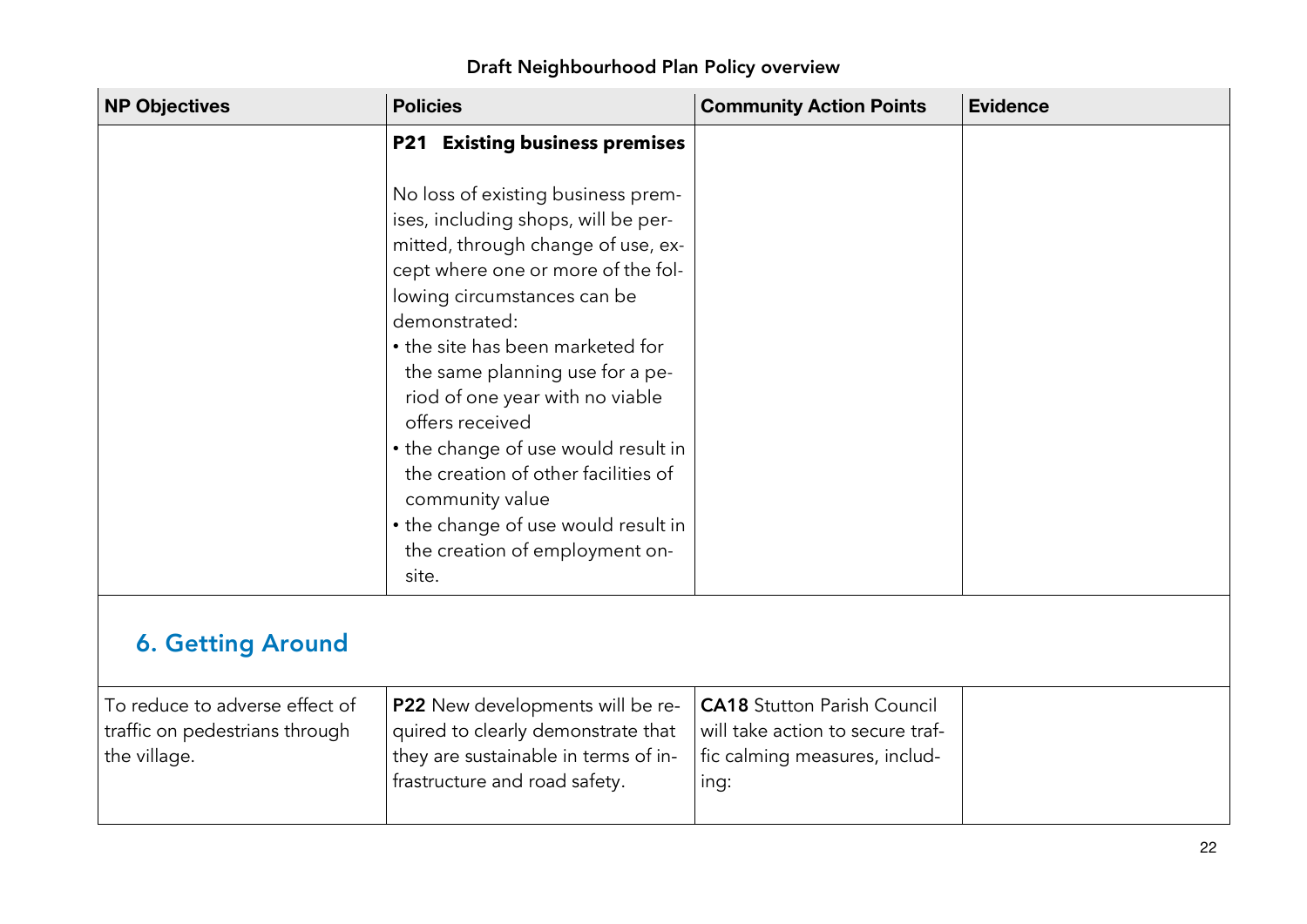**Draft Neighbourhood Plan Policy overview**

| NP Objectives | Policies | Community Action Points | Evidence |
|---|---|---|---|
| | **P21 Existing business premises**<br><br>No loss of existing business premises, including shops, will be permitted, through change of use, except where one or more of the following circumstances can be demonstrated:<br>• the site has been marketed for the same planning use for a period of one year with no viable offers received<br>• the change of use would result in the creation of other facilities of community value<br>• the change of use would result in the creation of employment on-site. | | |

## 6. Getting Around

| NP Objectives | Policies | Community Action Points | Evidence |
|---|---|---|---|
| To reduce to adverse effect of traffic on pedestrians through the village. | **P22** New developments will be required to clearly demonstrate that they are sustainable in terms of infrastructure and road safety. | **CA18** Stutton Parish Council will take action to secure traffic calming measures, including: | |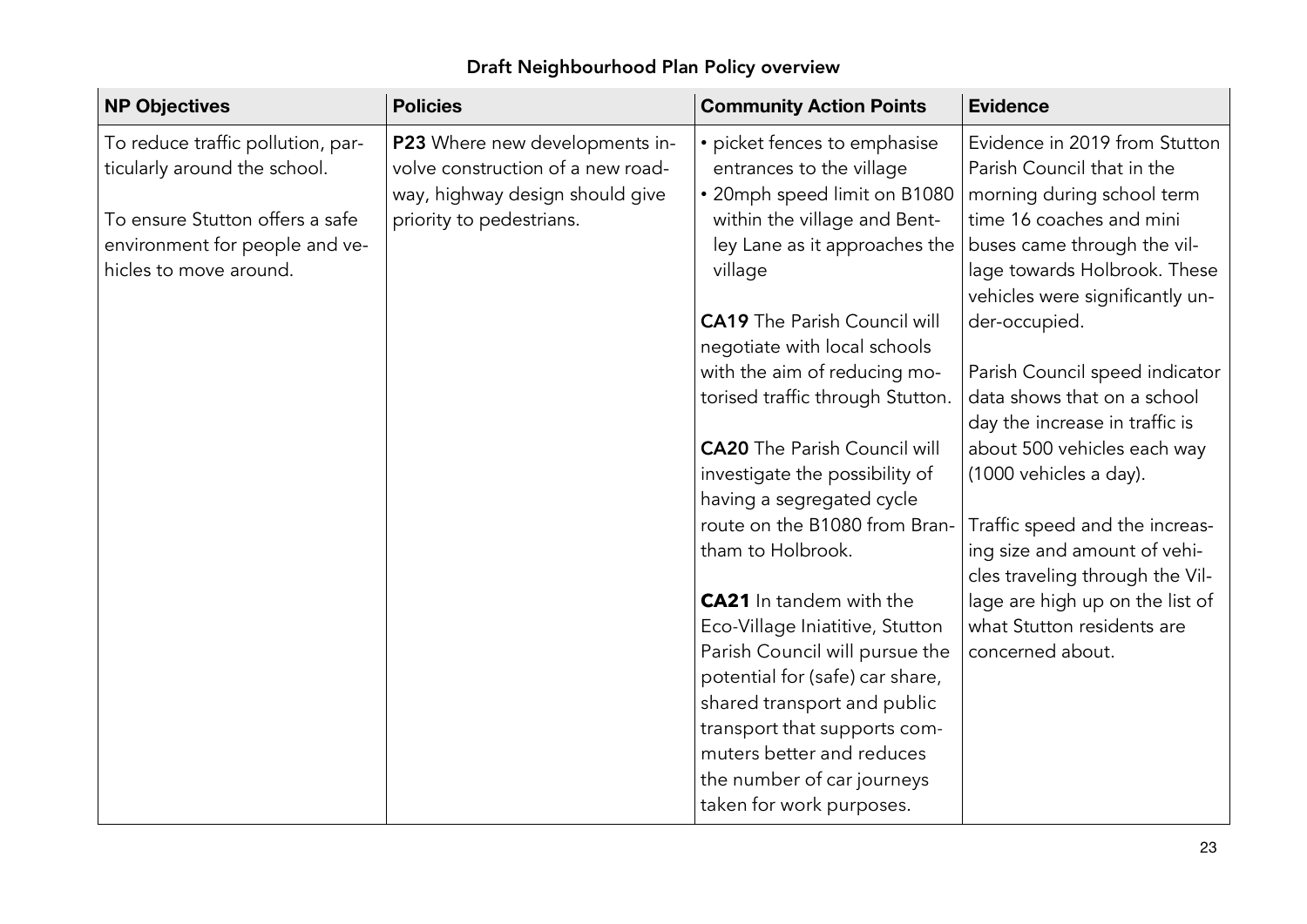## Draft Neighbourhood Plan Policy overview

| NP Objectives | Policies | Community Action Points | Evidence |
|---|---|---|---|
| To reduce traffic pollution, particularly around the school.<br><br>To ensure Stutton offers a safe environment for people and vehicles to move around. | **P23** Where new developments involve construction of a new roadway, highway design should give priority to pedestrians. | • picket fences to emphasise entrances to the village<br>• 20mph speed limit on B1080 within the village and Bentley Lane as it approaches the village<br><br>**CA19** The Parish Council will negotiate with local schools with the aim of reducing motorised traffic through Stutton.<br><br>**CA20** The Parish Council will investigate the possibility of having a segregated cycle route on the B1080 from Brantham to Holbrook.<br><br>**CA21** In tandem with the Eco-Village Iniatitive, Stutton Parish Council will pursue the potential for (safe) car share, shared transport and public transport that supports commuters better and reduces the number of car journeys taken for work purposes. | Evidence in 2019 from Stutton Parish Council that in the morning during school term time 16 coaches and mini buses came through the village towards Holbrook. These vehicles were significantly under-occupied.<br><br>Parish Council speed indicator data shows that on a school day the increase in traffic is about 500 vehicles each way (1000 vehicles a day).<br><br>Traffic speed and the increasing size and amount of vehicles traveling through the Village are high up on the list of what Stutton residents are concerned about. |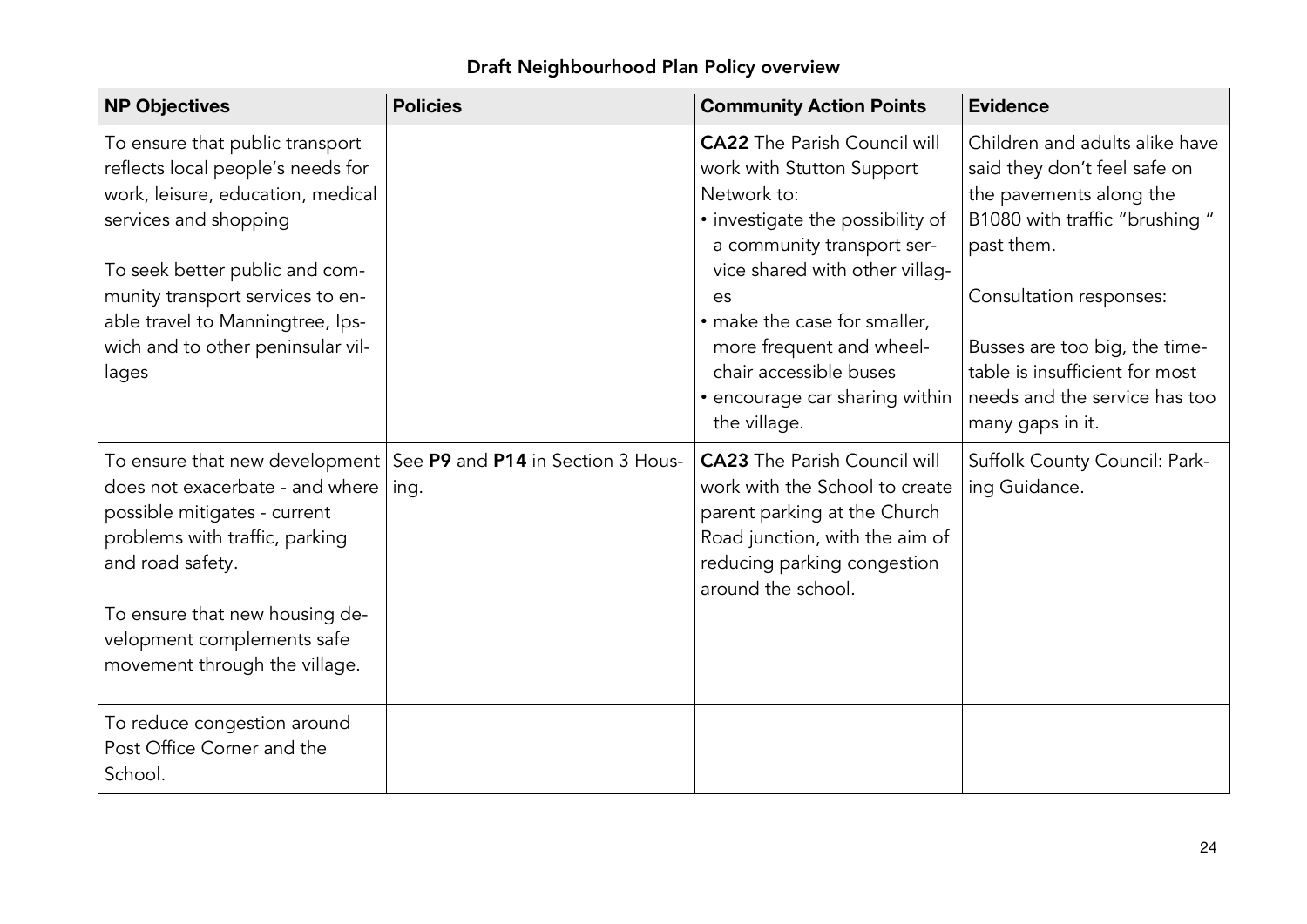## Draft Neighbourhood Plan Policy overview

| NP Objectives | Policies | Community Action Points | Evidence |
|---|---|---|---|
| To ensure that public transport reflects local people's needs for work, leisure, education, medical services and shopping<br><br>To seek better public and community transport services to enable travel to Manningtree, Ipswich and to other peninsular villages | | **CA22** The Parish Council will work with Stutton Support Network to:<br>• investigate the possibility of a community transport service shared with other villages<br>• make the case for smaller, more frequent and wheelchair accessible buses<br>• encourage car sharing within the village. | Children and adults alike have said they don't feel safe on the pavements along the B1080 with traffic "brushing " past them.<br><br>Consultation responses:<br><br>Busses are too big, the timetable is insufficient for most needs and the service has too many gaps in it. |
| To ensure that new development does not exacerbate - and where possible mitigates - current problems with traffic, parking and road safety.<br><br>To ensure that new housing development complements safe movement through the village. | See **P9** and **P14** in Section 3 Housing. | **CA23** The Parish Council will work with the School to create parent parking at the Church Road junction, with the aim of reducing parking congestion around the school. | Suffolk County Council: Parking Guidance. |
| To reduce congestion around Post Office Corner and the School. | | | |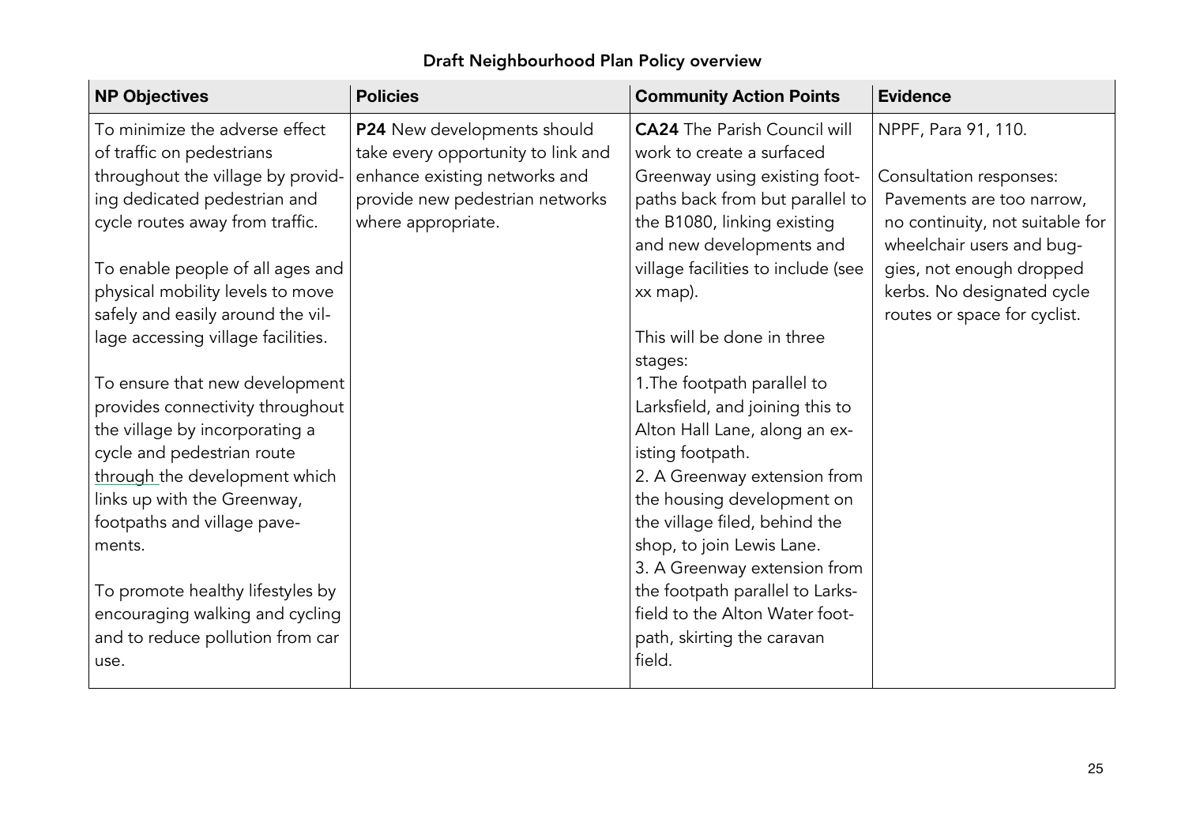## Draft Neighbourhood Plan Policy overview

| NP Objectives | Policies | Community Action Points | Evidence |
| --- | --- | --- | --- |
| To minimize the adverse effect of traffic on pedestrians throughout the village by providing dedicated pedestrian and cycle routes away from traffic.<br><br>To enable people of all ages and physical mobility levels to move safely and easily around the village accessing village facilities.<br><br>To ensure that new development provides connectivity throughout the village by incorporating a cycle and pedestrian route through the development which links up with the Greenway, footpaths and village pavements.<br><br>To promote healthy lifestyles by encouraging walking and cycling and to reduce pollution from car use. | **P24** New developments should take every opportunity to link and enhance existing networks and provide new pedestrian networks where appropriate. | **CA24** The Parish Council will work to create a surfaced Greenway using existing footpaths back from but parallel to the B1080, linking existing and new developments and village facilities to include (see xx map).<br><br>This will be done in three stages:<br>1.The footpath parallel to Larksfield, and joining this to Alton Hall Lane, along an existing footpath.<br>2. A Greenway extension from the housing development on the village filed, behind the shop, to join Lewis Lane.<br>3. A Greenway extension from the footpath parallel to Larksfield to the Alton Water footpath, skirting the caravan field. | NPPF, Para 91, 110.<br><br>Consultation responses:<br>Pavements are too narrow, no continuity, not suitable for wheelchair users and buggies, not enough dropped kerbs. No designated cycle routes or space for cyclist. |